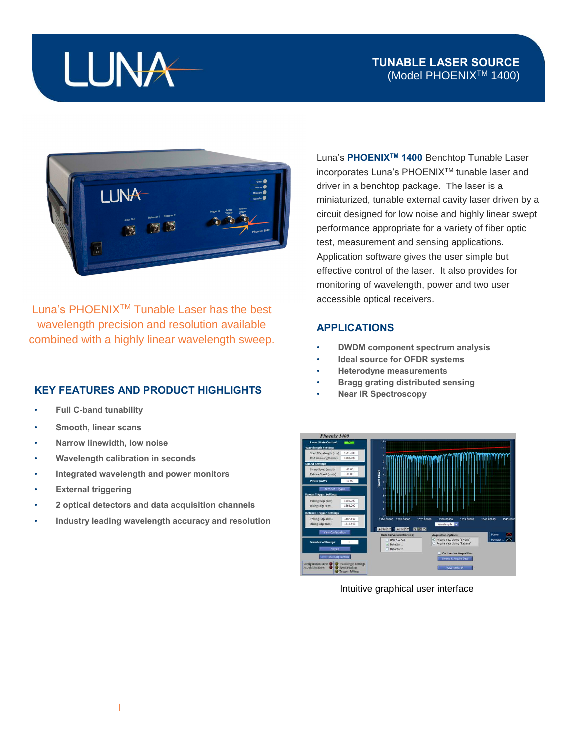# TUNABLE LASER SOURCE
(Model PHOENIX™ 1400)

Luna's PHOENIX™ Tunable Laser has the best wavelength precision and resolution available combined with a highly linear wavelength sweep.

Luna's **PHOENIX™ 1400** Benchtop Tunable Laser incorporates Luna's PHOENIX™ tunable laser and driver in a benchtop package. The laser is a miniaturized, tunable external cavity laser driven by a circuit designed for low noise and highly linear swept performance appropriate for a variety of fiber optic test, measurement and sensing applications. Application software gives the user simple but effective control of the laser. It also provides for monitoring of wavelength, power and two user accessible optical receivers.

## KEY FEATURES AND PRODUCT HIGHLIGHTS

- **Full C-band tunability**
- **Smooth, linear scans**
- **Narrow linewidth, low noise**
- **Wavelength calibration in seconds**
- **Integrated wavelength and power monitors**
- **External triggering**
- **2 optical detectors and data acquisition channels**
- **Industry leading wavelength accuracy and resolution**

## APPLICATIONS

- **DWDM component spectrum analysis**
- **Ideal source for OFDR systems**
- **Heterodyne measurements**
- **Bragg grating distributed sensing**
- **Near IR Spectroscopy**

Intuitive graphical user interface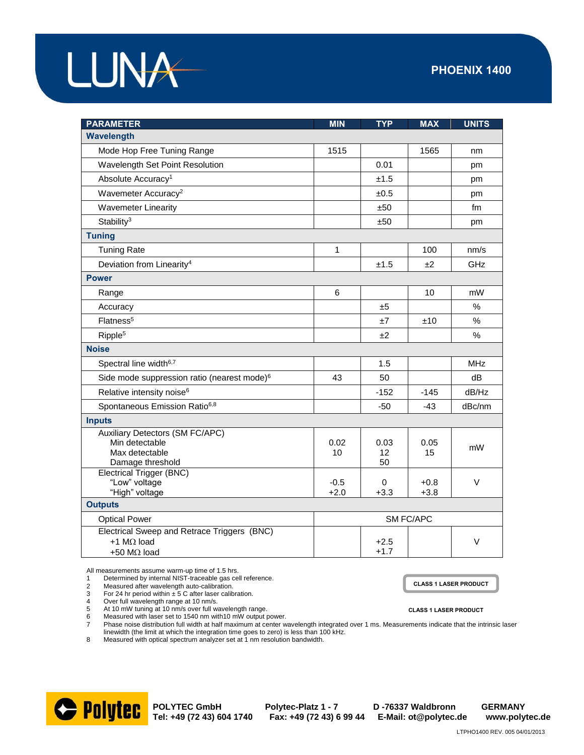# PHOENIX 1400

| PARAMETER | MIN | TYP | MAX | UNITS |
|---|---|---|---|---|
| **Wavelength** | | | | |
| Mode Hop Free Tuning Range | 1515 | | 1565 | nm |
| Wavelength Set Point Resolution | | 0.01 | | pm |
| Absolute Accuracy[1] | | ±1.5 | | pm |
| Wavemeter Accuracy[2] | | ±0.5 | | pm |
| Wavemeter Linearity | | ±50 | | fm |
| Stability[3] | | ±50 | | pm |
| **Tuning** | | | | |
| Tuning Rate | 1 | | 100 | nm/s |
| Deviation from Linearity[4] | | ±1.5 | ±2 | GHz |
| **Power** | | | | |
| Range | 6 | | 10 | mW |
| Accuracy | | ±5 | | % |
| Flatness[5] | | ±7 | ±10 | % |
| Ripple[5] | | ±2 | | % |
| **Noise** | | | | |
| Spectral line width[6,7] | | 1.5 | | MHz |
| Side mode suppression ratio (nearest mode)[6] | 43 | 50 | | dB |
| Relative intensity noise[6] | | -152 | -145 | dB/Hz |
| Spontaneous Emission Ratio[6,8] | | -50 | -43 | dBc/nm |
| **Inputs** | | | | |
| Auxiliary Detectors (SM FC/APC) | | | | |
| Min detectable | 0.02 | 0.03 | 0.05 | mW |
| Max detectable | 10 | 12 | 15 | mW |
| Damage threshold | | 50 | | mW |
| Electrical Trigger (BNC) | | | | |
| "Low" voltage | -0.5 | 0 | +0.8 | V |
| "High" voltage | +2.0 | +3.3 | +3.8 | V |
| **Outputs** | | | | |
| Optical Power | SM FC/APC | | | |
| Electrical Sweep and Retrace Triggers (BNC) | | | | |
| +1 MΩ load | | +2.5 | | V |
| +50 MΩ load | | +1.7 | | V |

All measurements assume warm-up time of 1.5 hrs.

1. Determined by internal NIST-traceable gas cell reference.
2. Measured after wavelength auto-calibration.
3. For 24 hr period within ± 5 C after laser calibration.
4. Over full wavelength range at 10 nm/s.
5. At 10 mW tuning at 10 nm/s over full wavelength range.
6. Measured with laser set to 1540 nm with10 mW output power.
7. Phase noise distribution full width at half maximum at center wavelength integrated over 1 ms. Measurements indicate that the intrinsic laser linewidth (the limit at which the integration time goes to zero) is less than 100 kHz.
8. Measured with optical spectrum analyzer set at 1 nm resolution bandwidth.

CLASS 1 LASER PRODUCT

CLASS 1 LASER PRODUCT

**POLYTEC GmbH** Polytec-Platz 1 - 7 D -76337 Waldbronn GERMANY
**Tel: +49 (72 43) 604 1740** Fax: +49 (72 43) 6 99 44 E-Mail: ot@polytec.de www.polytec.de

LTPHO1400 REV. 005 04/01/2013